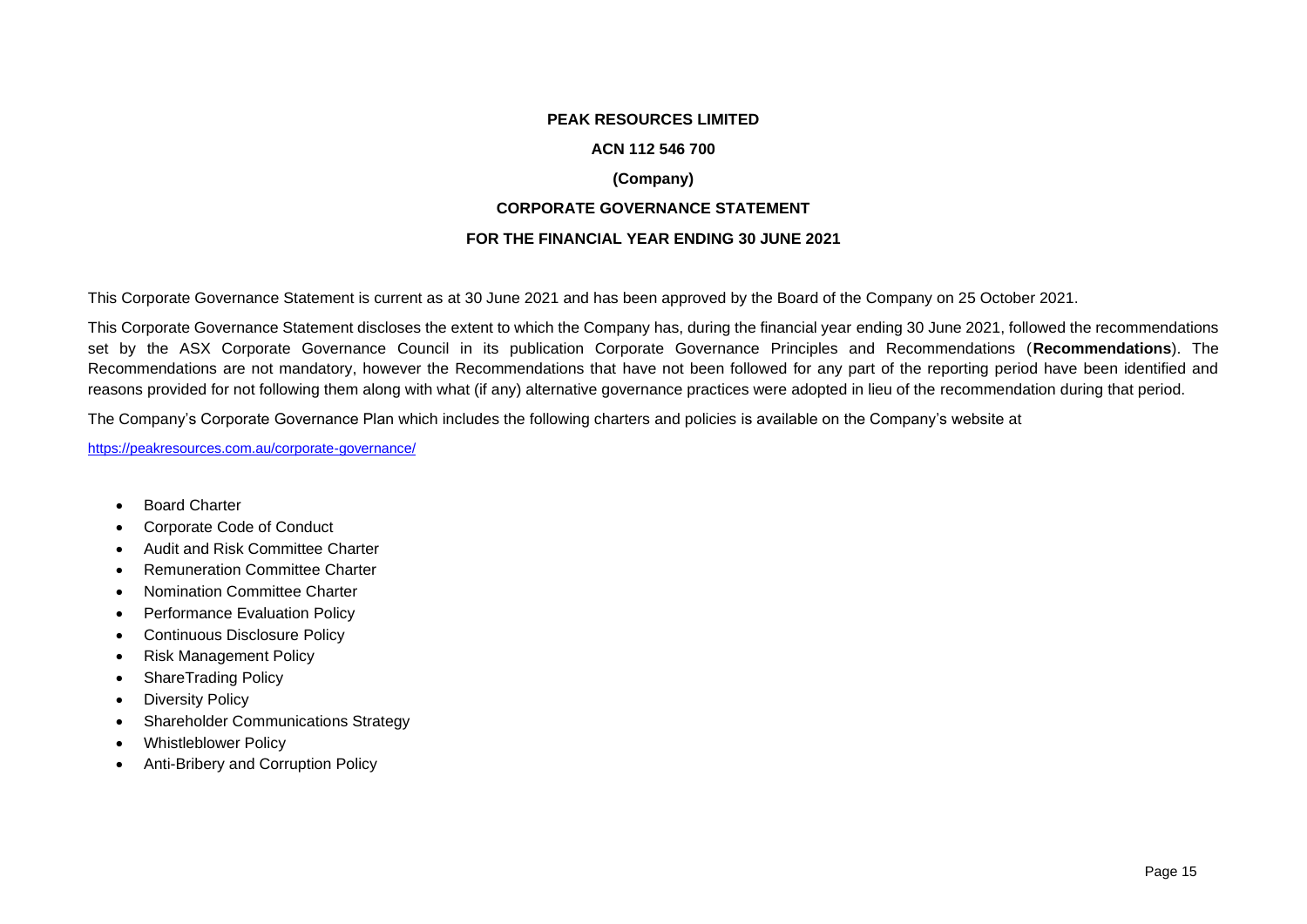# PEAK RESOURCES LIMITED

**ACN 112 546 700**

**(Company)**

## CORPORATE GOVERNANCE STATEMENT

## FOR THE FINANCIAL YEAR ENDING 30 JUNE 2021

This Corporate Governance Statement is current as at 30 June 2021 and has been approved by the Board of the Company on 25 October 2021.

This Corporate Governance Statement discloses the extent to which the Company has, during the financial year ending 30 June 2021, followed the recommendations set by the ASX Corporate Governance Council in its publication Corporate Governance Principles and Recommendations (**Recommendations**). The Recommendations are not mandatory, however the Recommendations that have not been followed for any part of the reporting period have been identified and reasons provided for not following them along with what (if any) alternative governance practices were adopted in lieu of the recommendation during that period.

The Company's Corporate Governance Plan which includes the following charters and policies is available on the Company's website at

https://peakresources.com.au/corporate-governance/

- Board Charter
- Corporate Code of Conduct
- Audit and Risk Committee Charter
- Remuneration Committee Charter
- Nomination Committee Charter
- Performance Evaluation Policy
- Continuous Disclosure Policy
- Risk Management Policy
- ShareTrading Policy
- Diversity Policy
- Shareholder Communications Strategy
- Whistleblower Policy
- Anti-Bribery and Corruption Policy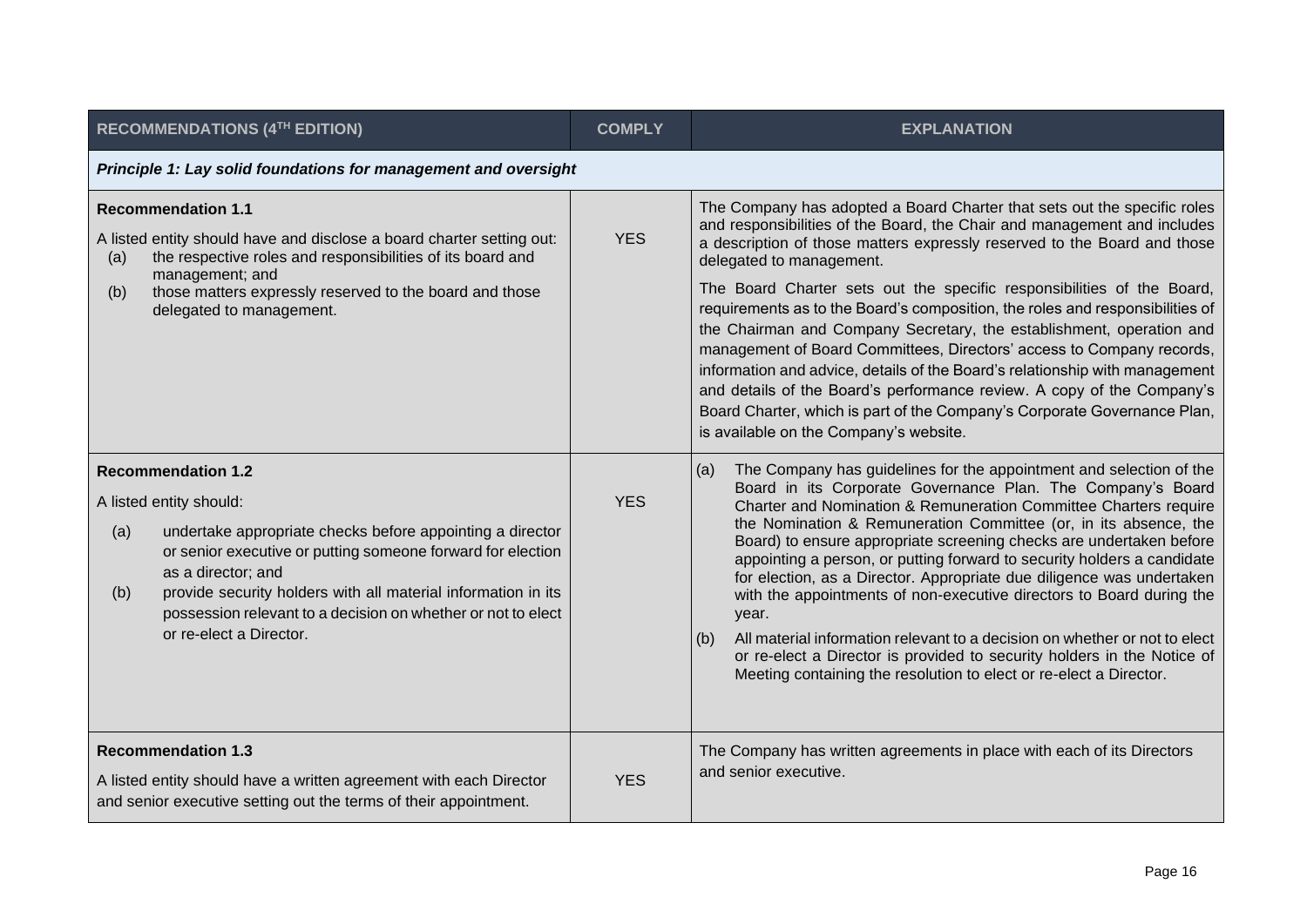| RECOMMENDATIONS (4TH EDITION) | COMPLY | EXPLANATION |
| --- | --- | --- |
| ***Principle 1: Lay solid foundations for management and oversight*** | | |
| **Recommendation 1.1**<br><br>A listed entity should have and disclose a board charter setting out:<br>(a) the respective roles and responsibilities of its board and management; and<br>(b) those matters expressly reserved to the board and those delegated to management. | YES | The Company has adopted a Board Charter that sets out the specific roles and responsibilities of the Board, the Chair and management and includes a description of those matters expressly reserved to the Board and those delegated to management.<br><br>The Board Charter sets out the specific responsibilities of the Board, requirements as to the Board's composition, the roles and responsibilities of the Chairman and Company Secretary, the establishment, operation and management of Board Committees, Directors' access to Company records, information and advice, details of the Board's relationship with management and details of the Board's performance review. A copy of the Company's Board Charter, which is part of the Company's Corporate Governance Plan, is available on the Company's website. |
| **Recommendation 1.2**<br><br>A listed entity should:<br>(a) undertake appropriate checks before appointing a director or senior executive or putting someone forward for election as a director; and<br>(b) provide security holders with all material information in its possession relevant to a decision on whether or not to elect or re-elect a Director. | YES | (a) The Company has guidelines for the appointment and selection of the Board in its Corporate Governance Plan. The Company's Board Charter and Nomination & Remuneration Committee Charters require the Nomination & Remuneration Committee (or, in its absence, the Board) to ensure appropriate screening checks are undertaken before appointing a person, or putting forward to security holders a candidate for election, as a Director. Appropriate due diligence was undertaken with the appointments of non-executive directors to Board during the year.<br>(b) All material information relevant to a decision on whether or not to elect or re-elect a Director is provided to security holders in the Notice of Meeting containing the resolution to elect or re-elect a Director. |
| **Recommendation 1.3**<br><br>A listed entity should have a written agreement with each Director and senior executive setting out the terms of their appointment. | YES | The Company has written agreements in place with each of its Directors and senior executive. |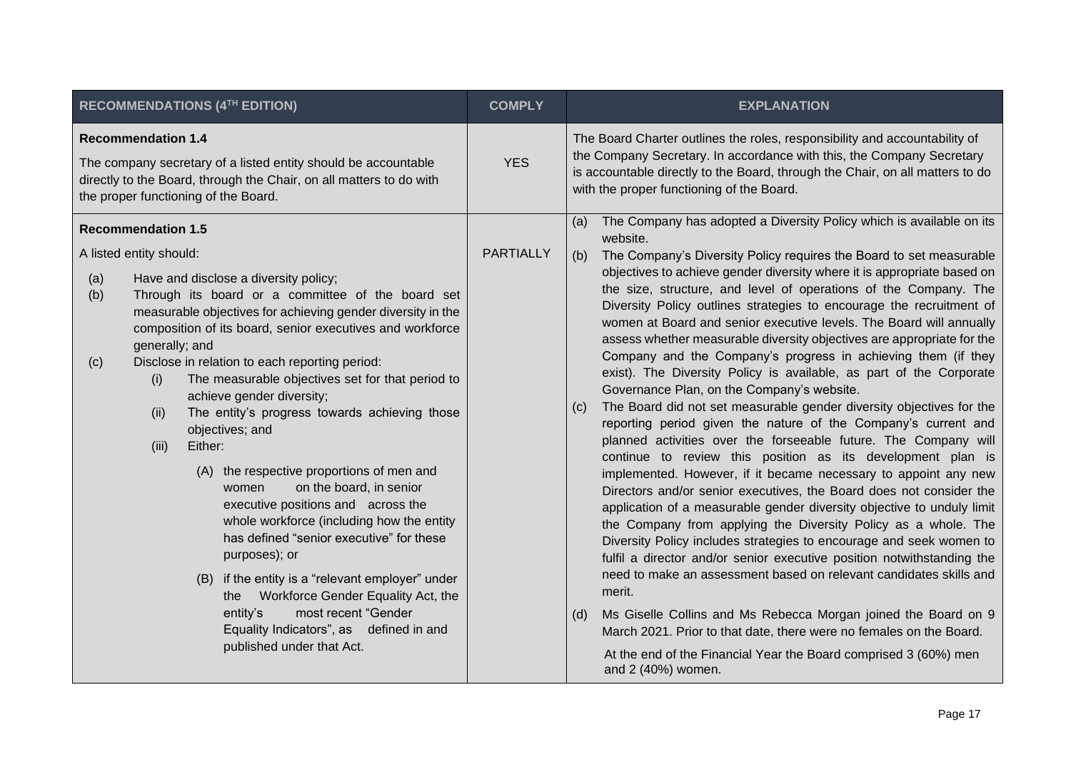| RECOMMENDATIONS (4TH EDITION) | COMPLY | EXPLANATION |
|---|---|---|
| **Recommendation 1.4**<br><br>The company secretary of a listed entity should be accountable directly to the Board, through the Chair, on all matters to do with the proper functioning of the Board. | YES | The Board Charter outlines the roles, responsibility and accountability of the Company Secretary. In accordance with this, the Company Secretary is accountable directly to the Board, through the Chair, on all matters to do with the proper functioning of the Board. |
| **Recommendation 1.5**<br><br>A listed entity should:<br><br>(a) Have and disclose a diversity policy;<br>(b) Through its board or a committee of the board set measurable objectives for achieving gender diversity in the composition of its board, senior executives and workforce generally; and<br>(c) Disclose in relation to each reporting period:<br>(i) The measurable objectives set for that period to achieve gender diversity;<br>(ii) The entity's progress towards achieving those objectives; and<br>(iii) Either:<br>(A) the respective proportions of men and women on the board, in senior executive positions and across the whole workforce (including how the entity has defined "senior executive" for these purposes); or<br>(B) if the entity is a "relevant employer" under the Workforce Gender Equality Act, the entity's most recent "Gender Equality Indicators", as defined in and published under that Act. | PARTIALLY | (a) The Company has adopted a Diversity Policy which is available on its website.<br>(b) The Company's Diversity Policy requires the Board to set measurable objectives to achieve gender diversity where it is appropriate based on the size, structure, and level of operations of the Company. The Diversity Policy outlines strategies to encourage the recruitment of women at Board and senior executive levels. The Board will annually assess whether measurable diversity objectives are appropriate for the Company and the Company's progress in achieving them (if they exist). The Diversity Policy is available, as part of the Corporate Governance Plan, on the Company's website.<br>(c) The Board did not set measurable gender diversity objectives for the reporting period given the nature of the Company's current and planned activities over the forseeable future. The Company will continue to review this position as its development plan is implemented. However, if it became necessary to appoint any new Directors and/or senior executives, the Board does not consider the application of a measurable gender diversity objective to unduly limit the Company from applying the Diversity Policy as a whole. The Diversity Policy includes strategies to encourage and seek women to fulfil a director and/or senior executive position notwithstanding the need to make an assessment based on relevant candidates skills and merit.<br>(d) Ms Giselle Collins and Ms Rebecca Morgan joined the Board on 9 March 2021. Prior to that date, there were no females on the Board.<br>At the end of the Financial Year the Board comprised 3 (60%) men and 2 (40%) women. |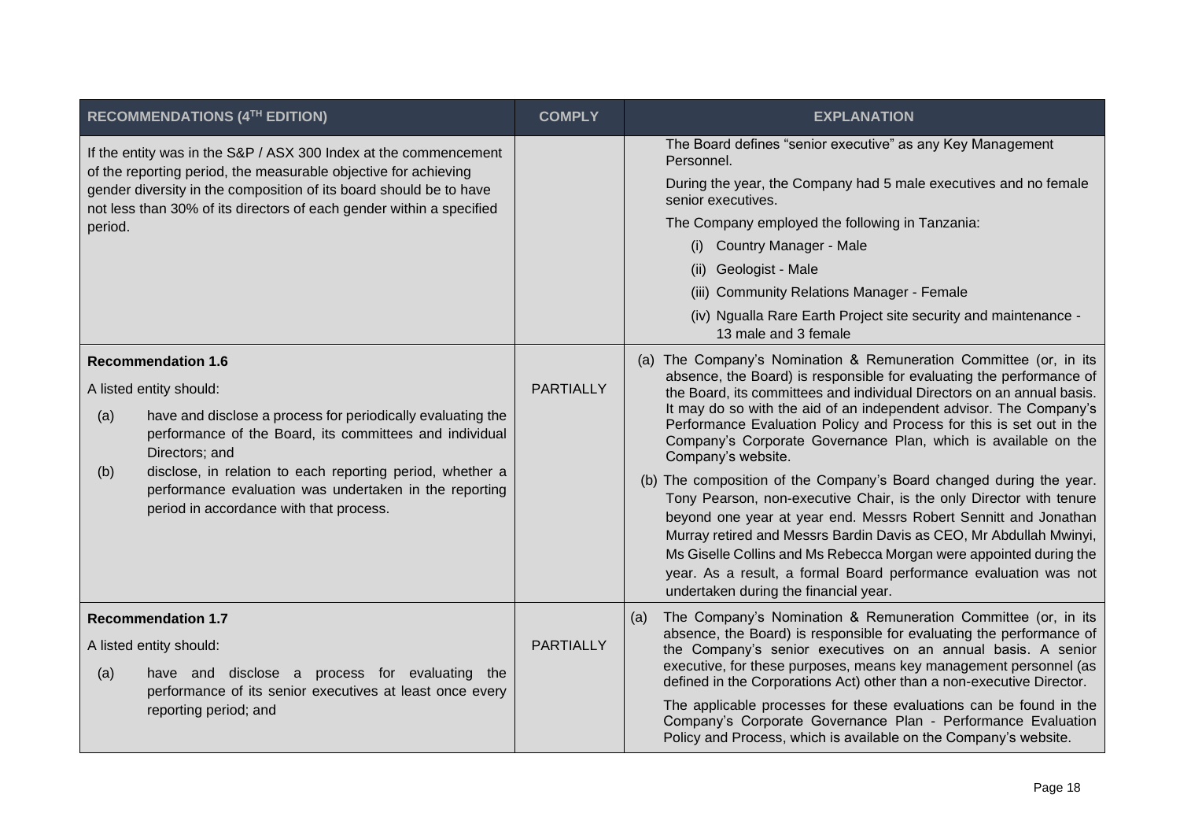| RECOMMENDATIONS (4TH EDITION) | COMPLY | EXPLANATION |
|---|---|---|
| If the entity was in the S&P / ASX 300 Index at the commencement of the reporting period, the measurable objective for achieving gender diversity in the composition of its board should be to have not less than 30% of its directors of each gender within a specified period. | | The Board defines "senior executive" as any Key Management Personnel.<br><br>During the year, the Company had 5 male executives and no female senior executives.<br><br>The Company employed the following in Tanzania:<br><br>(i) Country Manager - Male<br>(ii) Geologist - Male<br>(iii) Community Relations Manager - Female<br>(iv) Ngualla Rare Earth Project site security and maintenance - 13 male and 3 female |
| **Recommendation 1.6**<br><br>A listed entity should:<br><br>(a) have and disclose a process for periodically evaluating the performance of the Board, its committees and individual Directors; and<br><br>(b) disclose, in relation to each reporting period, whether a performance evaluation was undertaken in the reporting period in accordance with that process. | PARTIALLY | (a) The Company's Nomination & Remuneration Committee (or, in its absence, the Board) is responsible for evaluating the performance of the Board, its committees and individual Directors on an annual basis. It may do so with the aid of an independent advisor. The Company's Performance Evaluation Policy and Process for this is set out in the Company's Corporate Governance Plan, which is available on the Company's website.<br><br>(b) The composition of the Company's Board changed during the year. Tony Pearson, non-executive Chair, is the only Director with tenure beyond one year at year end. Messrs Robert Sennitt and Jonathan Murray retired and Messrs Bardin Davis as CEO, Mr Abdullah Mwinyi, Ms Giselle Collins and Ms Rebecca Morgan were appointed during the year. As a result, a formal Board performance evaluation was not undertaken during the financial year. |
| **Recommendation 1.7**<br><br>A listed entity should:<br><br>(a) have and disclose a process for evaluating the performance of its senior executives at least once every reporting period; and | PARTIALLY | (a) The Company's Nomination & Remuneration Committee (or, in its absence, the Board) is responsible for evaluating the performance of the Company's senior executives on an annual basis. A senior executive, for these purposes, means key management personnel (as defined in the Corporations Act) other than a non-executive Director.<br><br>The applicable processes for these evaluations can be found in the Company's Corporate Governance Plan - Performance Evaluation Policy and Process, which is available on the Company's website. |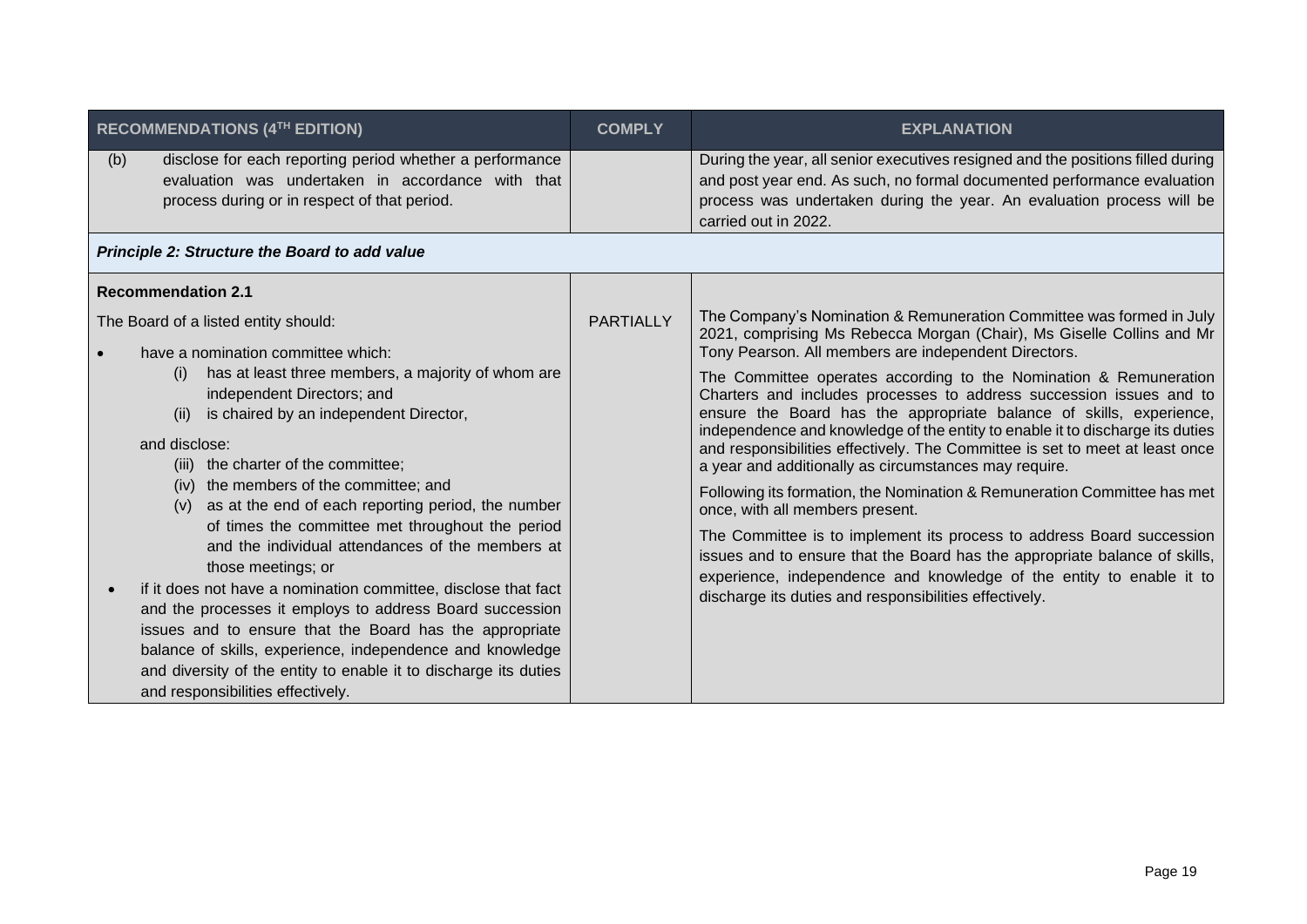| RECOMMENDATIONS (4TH EDITION) | COMPLY | EXPLANATION |
|---|---|---|
| (b) disclose for each reporting period whether a performance evaluation was undertaken in accordance with that process during or in respect of that period. | | During the year, all senior executives resigned and the positions filled during and post year end. As such, no formal documented performance evaluation process was undertaken during the year. An evaluation process will be carried out in 2022. |
| ***Principle 2: Structure the Board to add value*** | | |
| **Recommendation 2.1**<br><br>The Board of a listed entity should:<br>• have a nomination committee which:<br>(i) has at least three members, a majority of whom are independent Directors; and<br>(ii) is chaired by an independent Director,<br><br>and disclose:<br>(iii) the charter of the committee;<br>(iv) the members of the committee; and<br>(v) as at the end of each reporting period, the number of times the committee met throughout the period and the individual attendances of the members at those meetings; or<br>• if it does not have a nomination committee, disclose that fact and the processes it employs to address Board succession issues and to ensure that the Board has the appropriate balance of skills, experience, independence and knowledge and diversity of the entity to enable it to discharge its duties and responsibilities effectively. | PARTIALLY | The Company's Nomination & Remuneration Committee was formed in July 2021, comprising Ms Rebecca Morgan (Chair), Ms Giselle Collins and Mr Tony Pearson. All members are independent Directors.<br><br>The Committee operates according to the Nomination & Remuneration Charters and includes processes to address succession issues and to ensure the Board has the appropriate balance of skills, experience, independence and knowledge of the entity to enable it to discharge its duties and responsibilities effectively. The Committee is set to meet at least once a year and additionally as circumstances may require.<br><br>Following its formation, the Nomination & Remuneration Committee has met once, with all members present.<br><br>The Committee is to implement its process to address Board succession issues and to ensure that the Board has the appropriate balance of skills, experience, independence and knowledge of the entity to enable it to discharge its duties and responsibilities effectively. |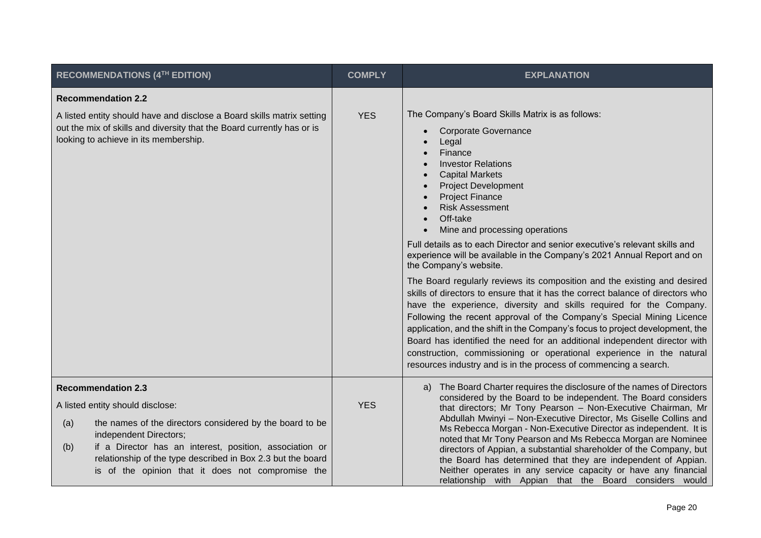| RECOMMENDATIONS (4TH EDITION) | COMPLY | EXPLANATION |
|---|---|---|
| **Recommendation 2.2**<br><br>A listed entity should have and disclose a Board skills matrix setting out the mix of skills and diversity that the Board currently has or is looking to achieve in its membership. | YES | The Company's Board Skills Matrix is as follows:<br><br>• Corporate Governance<br>• Legal<br>• Finance<br>• Investor Relations<br>• Capital Markets<br>• Project Development<br>• Project Finance<br>• Risk Assessment<br>• Off-take<br>• Mine and processing operations<br><br>Full details as to each Director and senior executive's relevant skills and experience will be available in the Company's 2021 Annual Report and on the Company's website.<br><br>The Board regularly reviews its composition and the existing and desired skills of directors to ensure that it has the correct balance of directors who have the experience, diversity and skills required for the Company. Following the recent approval of the Company's Special Mining Licence application, and the shift in the Company's focus to project development, the Board has identified the need for an additional independent director with construction, commissioning or operational experience in the natural resources industry and is in the process of commencing a search. |
| **Recommendation 2.3**<br><br>A listed entity should disclose:<br><br>(a) the names of the directors considered by the board to be independent Directors;<br>(b) if a Director has an interest, position, association or relationship of the type described in Box 2.3 but the board is of the opinion that it does not compromise the | YES | a) The Board Charter requires the disclosure of the names of Directors considered by the Board to be independent. The Board considers that directors; Mr Tony Pearson – Non-Executive Chairman, Mr Abdullah Mwinyi – Non-Executive Director, Ms Giselle Collins and Ms Rebecca Morgan - Non-Executive Director as independent. It is noted that Mr Tony Pearson and Ms Rebecca Morgan are Nominee directors of Appian, a substantial shareholder of the Company, but the Board has determined that they are independent of Appian. Neither operates in any service capacity or have any financial relationship with Appian that the Board considers would |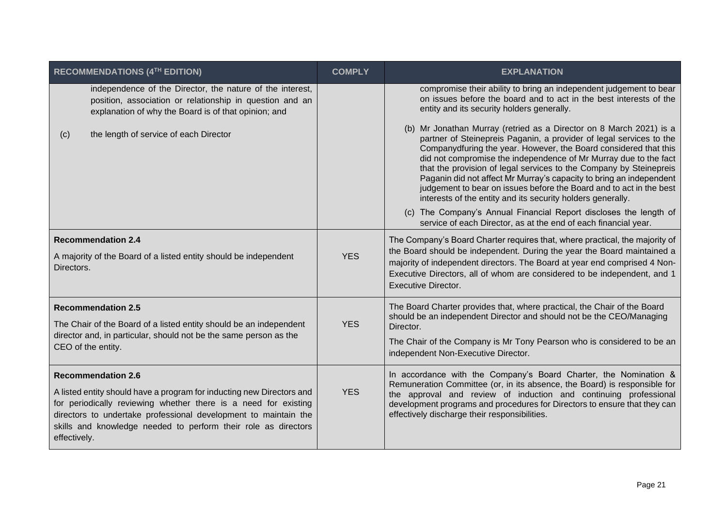| RECOMMENDATIONS (4TH EDITION) | COMPLY | EXPLANATION |
|---|---|---|
| independence of the Director, the nature of the interest, position, association or relationship in question and an explanation of why the Board is of that opinion; and<br><br>(c) the length of service of each Director | | compromise their ability to bring an independent judgement to bear on issues before the board and to act in the best interests of the entity and its security holders generally.<br><br>(b) Mr Jonathan Murray (retried as a Director on 8 March 2021) is a partner of Steinepreis Paganin, a provider of legal services to the Companydfuring the year. However, the Board considered that this did not compromise the independence of Mr Murray due to the fact that the provision of legal services to the Company by Steinepreis Paganin did not affect Mr Murray's capacity to bring an independent judgement to bear on issues before the Board and to act in the best interests of the entity and its security holders generally.<br><br>(c) The Company's Annual Financial Report discloses the length of service of each Director, as at the end of each financial year. |
| **Recommendation 2.4**<br><br>A majority of the Board of a listed entity should be independent Directors. | YES | The Company's Board Charter requires that, where practical, the majority of the Board should be independent. During the year the Board maintained a majority of independent directors. The Board at year end comprised 4 Non-Executive Directors, all of whom are considered to be independent, and 1 Executive Director. |
| **Recommendation 2.5**<br><br>The Chair of the Board of a listed entity should be an independent director and, in particular, should not be the same person as the CEO of the entity. | YES | The Board Charter provides that, where practical, the Chair of the Board should be an independent Director and should not be the CEO/Managing Director.<br><br>The Chair of the Company is Mr Tony Pearson who is considered to be an independent Non-Executive Director. |
| **Recommendation 2.6**<br><br>A listed entity should have a program for inducting new Directors and for periodically reviewing whether there is a need for existing directors to undertake professional development to maintain the skills and knowledge needed to perform their role as directors effectively. | YES | In accordance with the Company's Board Charter, the Nomination & Remuneration Committee (or, in its absence, the Board) is responsible for the approval and review of induction and continuing professional development programs and procedures for Directors to ensure that they can effectively discharge their responsibilities. |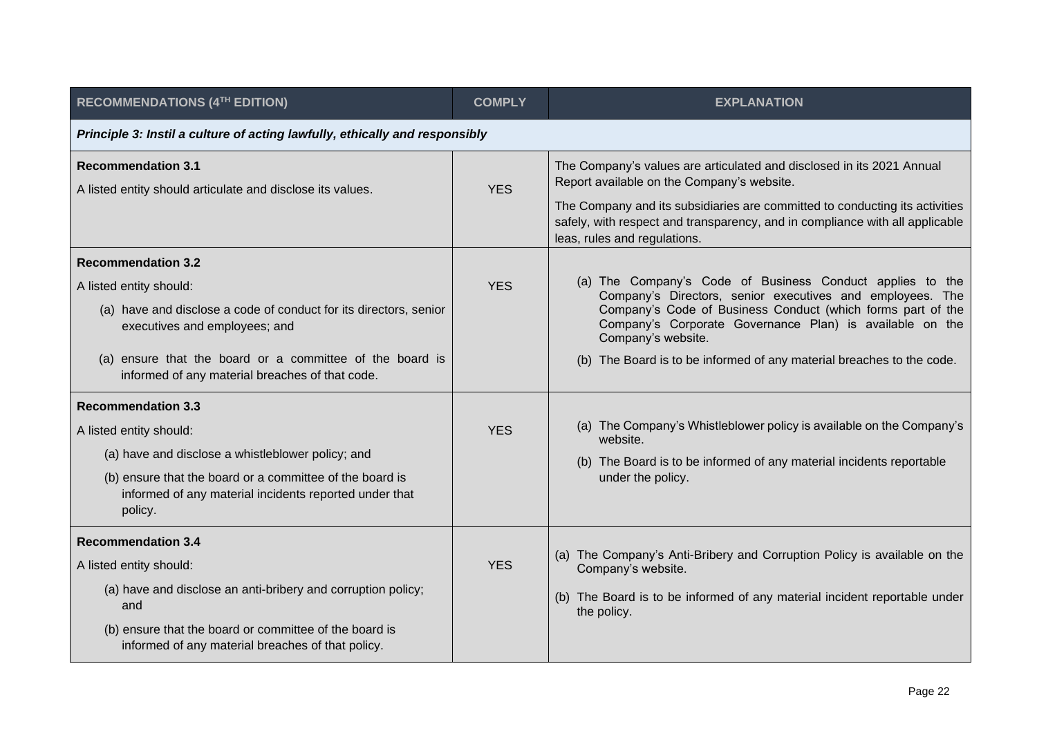| RECOMMENDATIONS (4TH EDITION) | COMPLY | EXPLANATION |
|---|---|---|
| ***Principle 3: Instil a culture of acting lawfully, ethically and responsibly*** | | |
| **Recommendation 3.1**<br>A listed entity should articulate and disclose its values. | YES | The Company's values are articulated and disclosed in its 2021 Annual Report available on the Company's website.<br>The Company and its subsidiaries are committed to conducting its activities safely, with respect and transparency, and in compliance with all applicable leas, rules and regulations. |
| **Recommendation 3.2**<br>A listed entity should:<br>(a) have and disclose a code of conduct for its directors, senior executives and employees; and<br>(a) ensure that the board or a committee of the board is informed of any material breaches of that code. | YES | (a) The Company's Code of Business Conduct applies to the Company's Directors, senior executives and employees. The Company's Code of Business Conduct (which forms part of the Company's Corporate Governance Plan) is available on the Company's website.<br>(b) The Board is to be informed of any material breaches to the code. |
| **Recommendation 3.3**<br>A listed entity should:<br>(a) have and disclose a whistleblower policy; and<br>(b) ensure that the board or a committee of the board is informed of any material incidents reported under that policy. | YES | (a) The Company's Whistleblower policy is available on the Company's website.<br>(b) The Board is to be informed of any material incidents reportable under the policy. |
| **Recommendation 3.4**<br>A listed entity should:<br>(a) have and disclose an anti-bribery and corruption policy; and<br>(b) ensure that the board or committee of the board is informed of any material breaches of that policy. | YES | (a) The Company's Anti-Bribery and Corruption Policy is available on the Company's website.<br>(b) The Board is to be informed of any material incident reportable under the policy. |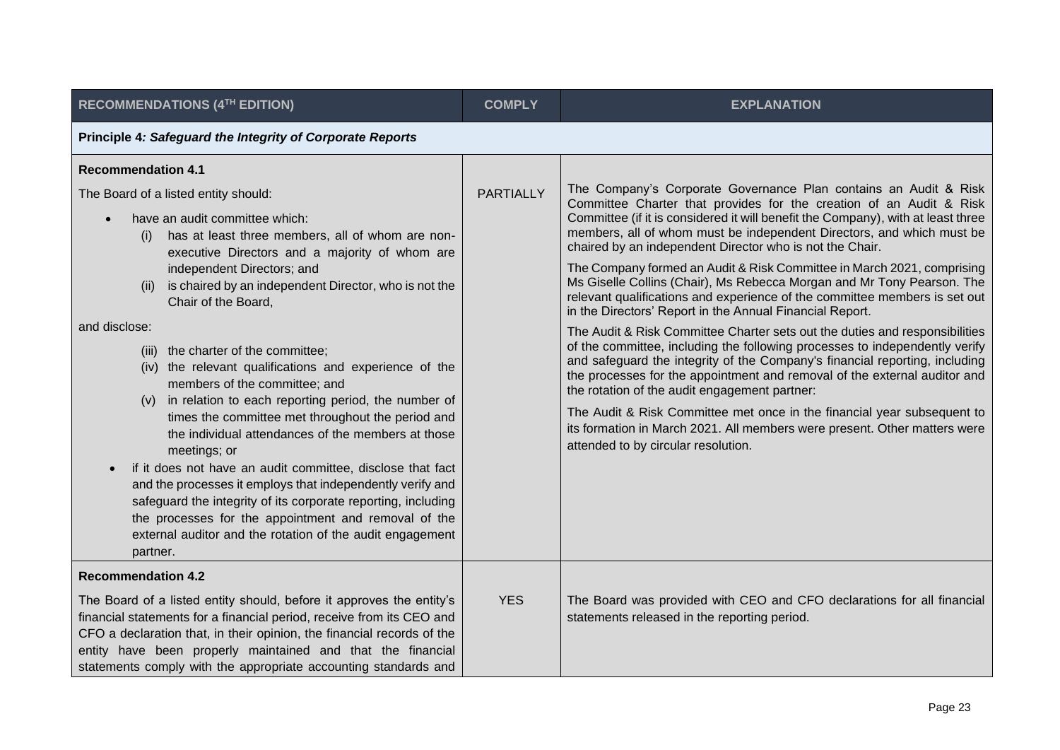| RECOMMENDATIONS (4TH EDITION) | COMPLY | EXPLANATION |
|---|---|---|
| **Principle 4*: Safeguard the Integrity of Corporate Reports*** | | |
| **Recommendation 4.1**<br>The Board of a listed entity should:<br>• have an audit committee which:<br>(i) has at least three members, all of whom are non-executive Directors and a majority of whom are independent Directors; and<br>(ii) is chaired by an independent Director, who is not the Chair of the Board,<br>and disclose:<br>(iii) the charter of the committee;<br>(iv) the relevant qualifications and experience of the members of the committee; and<br>(v) in relation to each reporting period, the number of times the committee met throughout the period and the individual attendances of the members at those meetings; or<br>• if it does not have an audit committee, disclose that fact and the processes it employs that independently verify and safeguard the integrity of its corporate reporting, including the processes for the appointment and removal of the external auditor and the rotation of the audit engagement partner. | PARTIALLY | The Company's Corporate Governance Plan contains an Audit & Risk Committee Charter that provides for the creation of an Audit & Risk Committee (if it is considered it will benefit the Company), with at least three members, all of whom must be independent Directors, and which must be chaired by an independent Director who is not the Chair.<br>The Company formed an Audit & Risk Committee in March 2021, comprising Ms Giselle Collins (Chair), Ms Rebecca Morgan and Mr Tony Pearson. The relevant qualifications and experience of the committee members is set out in the Directors' Report in the Annual Financial Report.<br>The Audit & Risk Committee Charter sets out the duties and responsibilities of the committee, including the following processes to independently verify and safeguard the integrity of the Company's financial reporting, including the processes for the appointment and removal of the external auditor and the rotation of the audit engagement partner:<br>The Audit & Risk Committee met once in the financial year subsequent to its formation in March 2021. All members were present. Other matters were attended to by circular resolution. |
| **Recommendation 4.2**<br>The Board of a listed entity should, before it approves the entity's financial statements for a financial period, receive from its CEO and CFO a declaration that, in their opinion, the financial records of the entity have been properly maintained and that the financial statements comply with the appropriate accounting standards and | YES | The Board was provided with CEO and CFO declarations for all financial statements released in the reporting period. |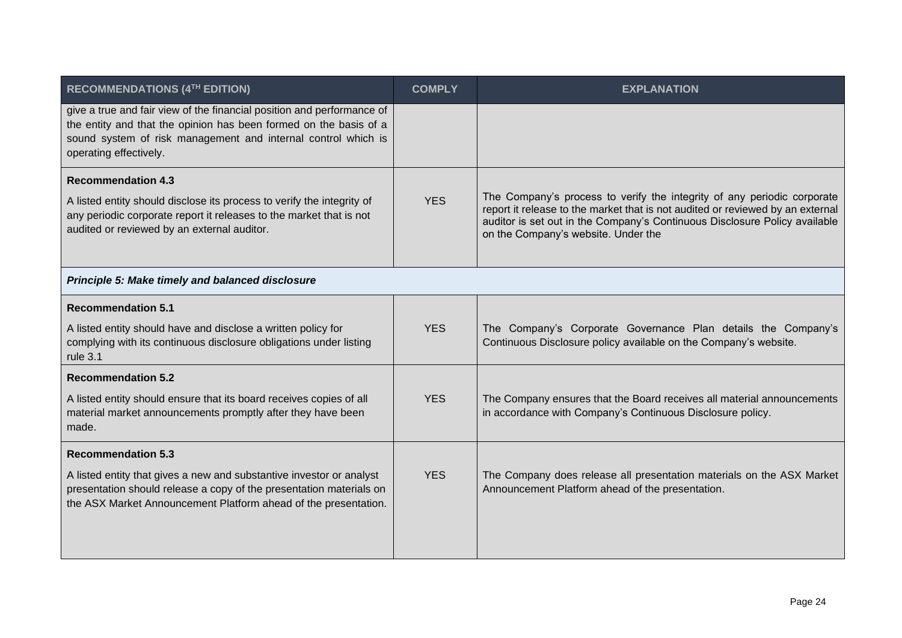| RECOMMENDATIONS (4TH EDITION) | COMPLY | EXPLANATION |
|---|---|---|
| give a true and fair view of the financial position and performance of the entity and that the opinion has been formed on the basis of a sound system of risk management and internal control which is operating effectively. | | |
| **Recommendation 4.3**<br>A listed entity should disclose its process to verify the integrity of any periodic corporate report it releases to the market that is not audited or reviewed by an external auditor. | YES | The Company's process to verify the integrity of any periodic corporate report it release to the market that is not audited or reviewed by an external auditor is set out in the Company's Continuous Disclosure Policy available on the Company's website. Under the |
| ***Principle 5: Make timely and balanced disclosure*** | | |
| **Recommendation 5.1**<br>A listed entity should have and disclose a written policy for complying with its continuous disclosure obligations under listing rule 3.1 | YES | The Company's Corporate Governance Plan details the Company's Continuous Disclosure policy available on the Company's website. |
| **Recommendation 5.2**<br>A listed entity should ensure that its board receives copies of all material market announcements promptly after they have been made. | YES | The Company ensures that the Board receives all material announcements in accordance with Company's Continuous Disclosure policy. |
| **Recommendation 5.3**<br>A listed entity that gives a new and substantive investor or analyst presentation should release a copy of the presentation materials on the ASX Market Announcement Platform ahead of the presentation. | YES | The Company does release all presentation materials on the ASX Market Announcement Platform ahead of the presentation. |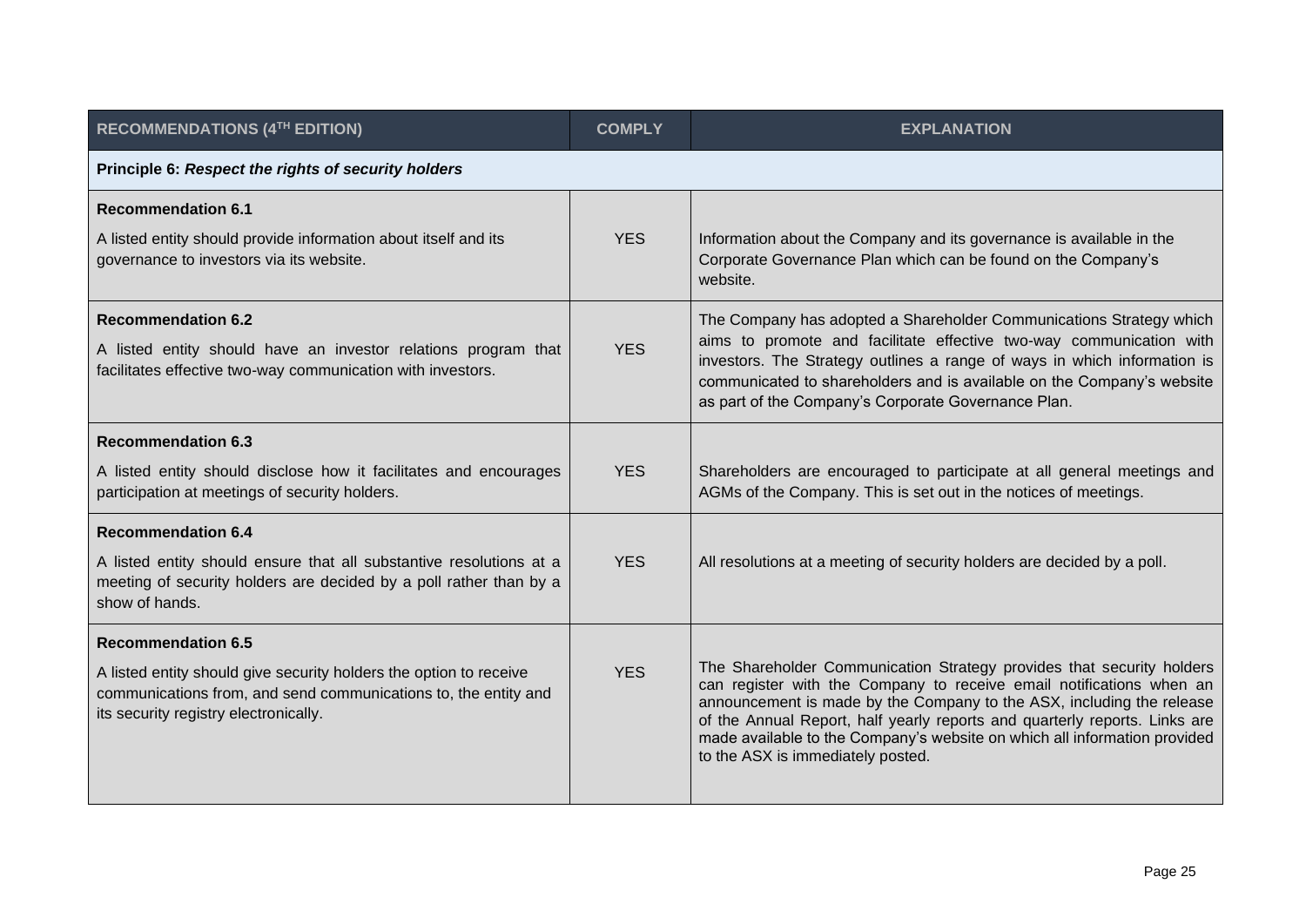| RECOMMENDATIONS (4TH EDITION) | COMPLY | EXPLANATION |
|---|---|---|
| **Principle 6:** ***Respect the rights of security holders*** | | |
| **Recommendation 6.1**<br>A listed entity should provide information about itself and its governance to investors via its website. | YES | Information about the Company and its governance is available in the Corporate Governance Plan which can be found on the Company's website. |
| **Recommendation 6.2**<br>A listed entity should have an investor relations program that facilitates effective two-way communication with investors. | YES | The Company has adopted a Shareholder Communications Strategy which aims to promote and facilitate effective two-way communication with investors. The Strategy outlines a range of ways in which information is communicated to shareholders and is available on the Company's website as part of the Company's Corporate Governance Plan. |
| **Recommendation 6.3**<br>A listed entity should disclose how it facilitates and encourages participation at meetings of security holders. | YES | Shareholders are encouraged to participate at all general meetings and AGMs of the Company. This is set out in the notices of meetings. |
| **Recommendation 6.4**<br>A listed entity should ensure that all substantive resolutions at a meeting of security holders are decided by a poll rather than by a show of hands. | YES | All resolutions at a meeting of security holders are decided by a poll. |
| **Recommendation 6.5**<br>A listed entity should give security holders the option to receive communications from, and send communications to, the entity and its security registry electronically. | YES | The Shareholder Communication Strategy provides that security holders can register with the Company to receive email notifications when an announcement is made by the Company to the ASX, including the release of the Annual Report, half yearly reports and quarterly reports. Links are made available to the Company's website on which all information provided to the ASX is immediately posted. |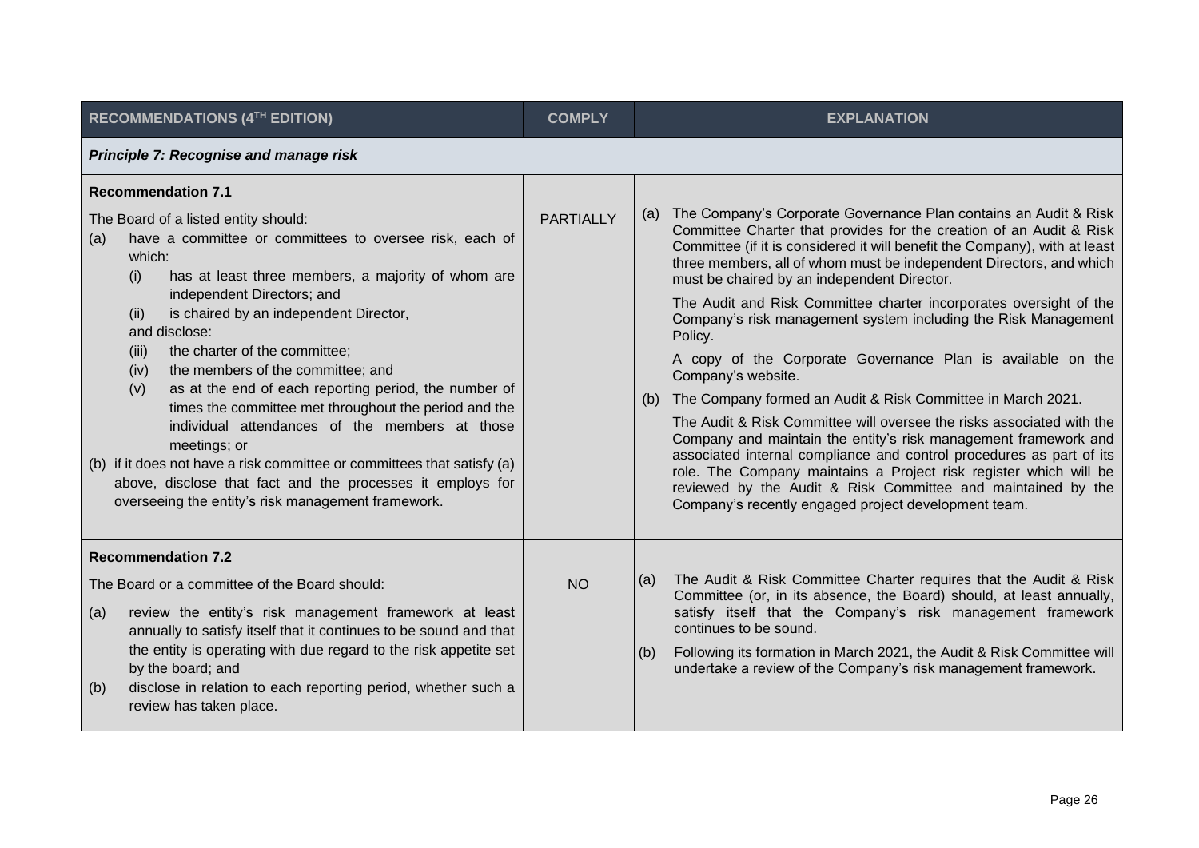| RECOMMENDATIONS (4TH EDITION) | COMPLY | EXPLANATION |
|---|---|---|
| ***Principle 7: Recognise and manage risk*** | | |
| **Recommendation 7.1**<br><br>The Board of a listed entity should:<br>(a) have a committee or committees to oversee risk, each of which:<br>(i) has at least three members, a majority of whom are independent Directors; and<br>(ii) is chaired by an independent Director,<br>and disclose:<br>(iii) the charter of the committee;<br>(iv) the members of the committee; and<br>(v) as at the end of each reporting period, the number of times the committee met throughout the period and the individual attendances of the members at those meetings; or<br>(b) if it does not have a risk committee or committees that satisfy (a) above, disclose that fact and the processes it employs for overseeing the entity's risk management framework. | PARTIALLY | (a) The Company's Corporate Governance Plan contains an Audit & Risk Committee Charter that provides for the creation of an Audit & Risk Committee (if it is considered it will benefit the Company), with at least three members, all of whom must be independent Directors, and which must be chaired by an independent Director.<br><br>The Audit and Risk Committee charter incorporates oversight of the Company's risk management system including the Risk Management Policy.<br><br>A copy of the Corporate Governance Plan is available on the Company's website.<br><br>(b) The Company formed an Audit & Risk Committee in March 2021.<br><br>The Audit & Risk Committee will oversee the risks associated with the Company and maintain the entity's risk management framework and associated internal compliance and control procedures as part of its role. The Company maintains a Project risk register which will be reviewed by the Audit & Risk Committee and maintained by the Company's recently engaged project development team. |
| **Recommendation 7.2**<br><br>The Board or a committee of the Board should:<br>(a) review the entity's risk management framework at least annually to satisfy itself that it continues to be sound and that the entity is operating with due regard to the risk appetite set by the board; and<br>(b) disclose in relation to each reporting period, whether such a review has taken place. | NO | (a) The Audit & Risk Committee Charter requires that the Audit & Risk Committee (or, in its absence, the Board) should, at least annually, satisfy itself that the Company's risk management framework continues to be sound.<br><br>(b) Following its formation in March 2021, the Audit & Risk Committee will undertake a review of the Company's risk management framework. |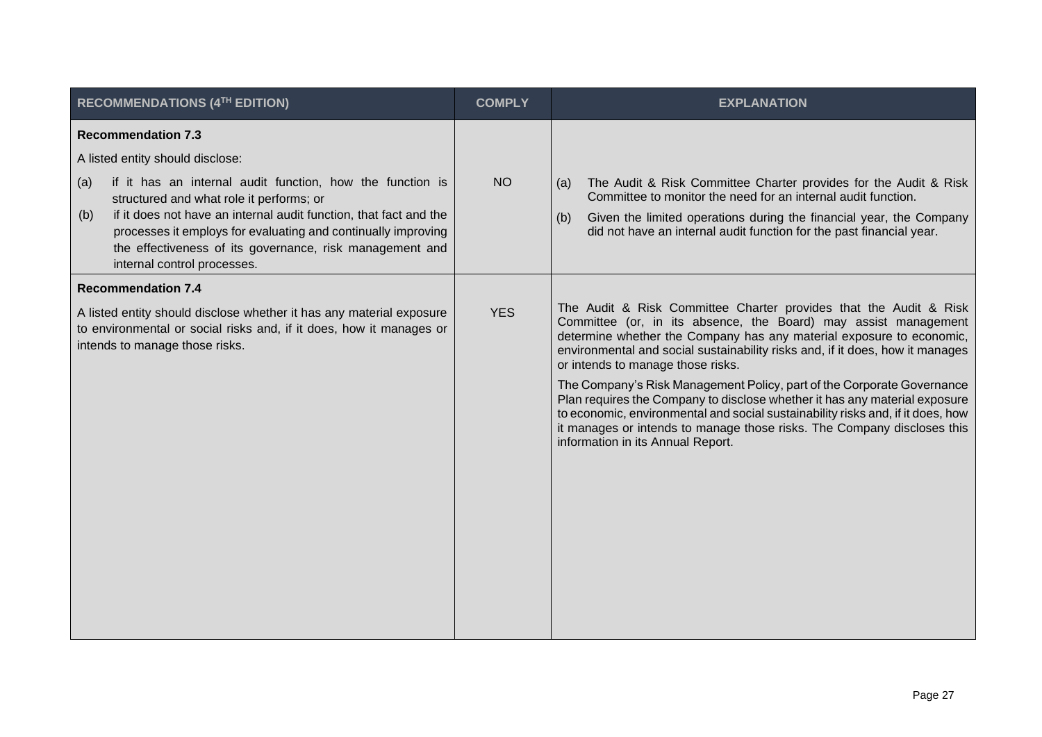| RECOMMENDATIONS (4TH EDITION) | COMPLY | EXPLANATION |
|---|---|---|
| **Recommendation 7.3**<br><br>A listed entity should disclose:<br><br>(a) if it has an internal audit function, how the function is structured and what role it performs; or<br>(b) if it does not have an internal audit function, that fact and the processes it employs for evaluating and continually improving the effectiveness of its governance, risk management and internal control processes. | NO | (a) The Audit & Risk Committee Charter provides for the Audit & Risk Committee to monitor the need for an internal audit function.<br>(b) Given the limited operations during the financial year, the Company did not have an internal audit function for the past financial year. |
| **Recommendation 7.4**<br><br>A listed entity should disclose whether it has any material exposure to environmental or social risks and, if it does, how it manages or intends to manage those risks. | YES | The Audit & Risk Committee Charter provides that the Audit & Risk Committee (or, in its absence, the Board) may assist management determine whether the Company has any material exposure to economic, environmental and social sustainability risks and, if it does, how it manages or intends to manage those risks.<br><br>The Company's Risk Management Policy, part of the Corporate Governance Plan requires the Company to disclose whether it has any material exposure to economic, environmental and social sustainability risks and, if it does, how it manages or intends to manage those risks. The Company discloses this information in its Annual Report. |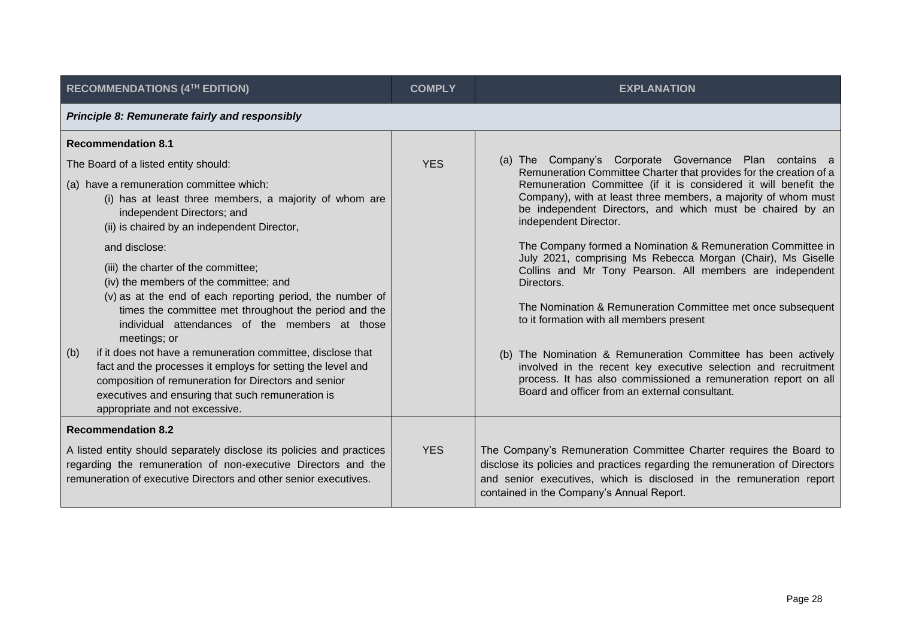| RECOMMENDATIONS (4TH EDITION) | COMPLY | EXPLANATION |
|---|---|---|
| ***Principle 8: Remunerate fairly and responsibly*** | | |
| **Recommendation 8.1**<br><br>The Board of a listed entity should:<br><br>(a) have a remuneration committee which:<br>(i) has at least three members, a majority of whom are independent Directors; and<br>(ii) is chaired by an independent Director,<br><br>and disclose:<br><br>(iii) the charter of the committee;<br>(iv) the members of the committee; and<br>(v) as at the end of each reporting period, the number of times the committee met throughout the period and the individual attendances of the members at those meetings; or<br><br>(b) if it does not have a remuneration committee, disclose that fact and the processes it employs for setting the level and composition of remuneration for Directors and senior executives and ensuring that such remuneration is appropriate and not excessive. | YES | (a) The Company's Corporate Governance Plan contains a Remuneration Committee Charter that provides for the creation of a Remuneration Committee (if it is considered it will benefit the Company), with at least three members, a majority of whom must be independent Directors, and which must be chaired by an independent Director.<br><br>The Company formed a Nomination & Remuneration Committee in July 2021, comprising Ms Rebecca Morgan (Chair), Ms Giselle Collins and Mr Tony Pearson. All members are independent Directors.<br><br>The Nomination & Remuneration Committee met once subsequent to it formation with all members present<br><br>(b) The Nomination & Remuneration Committee has been actively involved in the recent key executive selection and recruitment process. It has also commissioned a remuneration report on all Board and officer from an external consultant. |
| **Recommendation 8.2**<br><br>A listed entity should separately disclose its policies and practices regarding the remuneration of non-executive Directors and the remuneration of executive Directors and other senior executives. | YES | The Company's Remuneration Committee Charter requires the Board to disclose its policies and practices regarding the remuneration of Directors and senior executives, which is disclosed in the remuneration report contained in the Company's Annual Report. |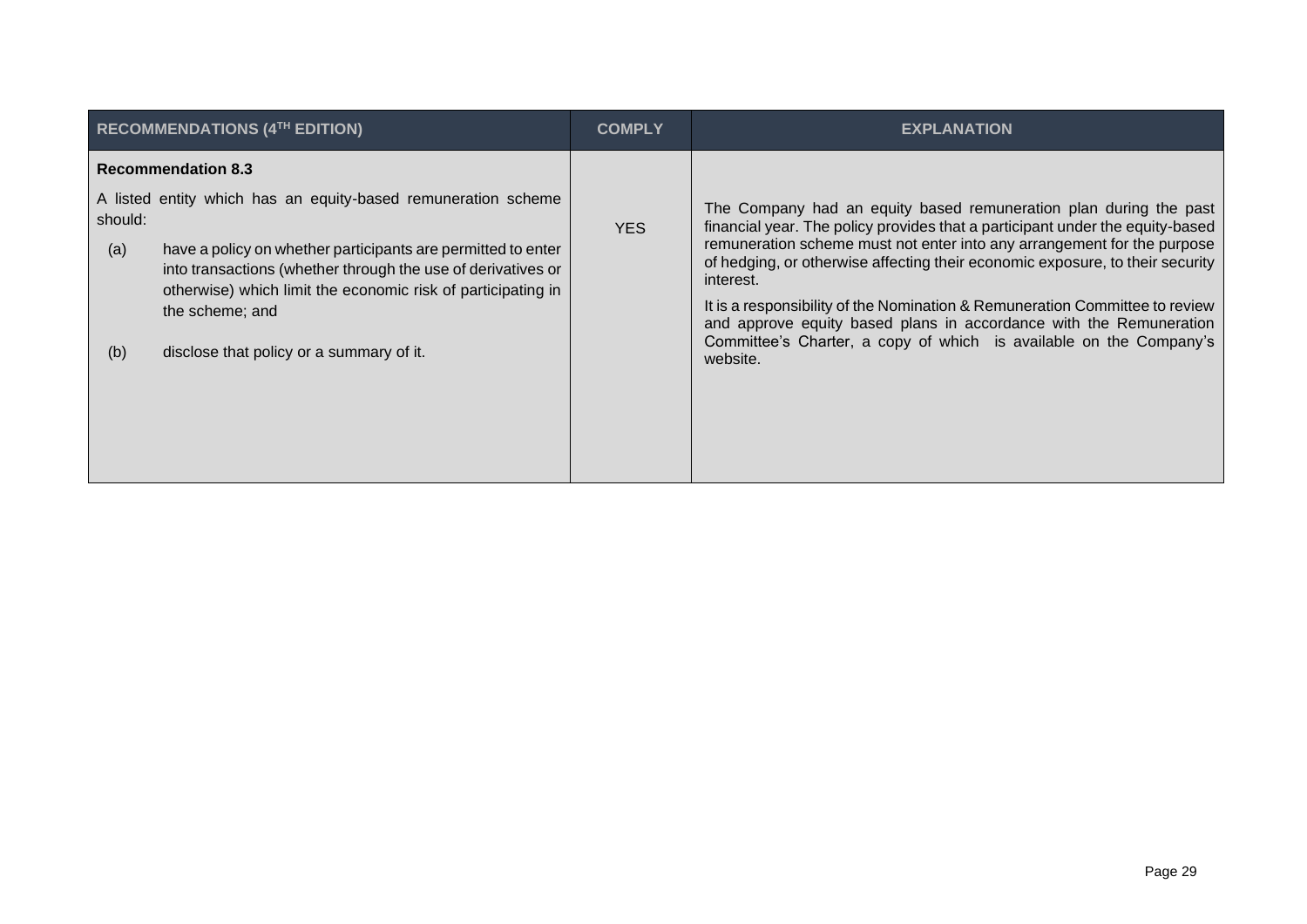| RECOMMENDATIONS (4TH EDITION) | COMPLY | EXPLANATION |
|---|---|---|
| **Recommendation 8.3**<br><br>A listed entity which has an equity-based remuneration scheme should:<br><br>(a) have a policy on whether participants are permitted to enter into transactions (whether through the use of derivatives or otherwise) which limit the economic risk of participating in the scheme; and<br><br>(b) disclose that policy or a summary of it. | YES | The Company had an equity based remuneration plan during the past financial year. The policy provides that a participant under the equity-based remuneration scheme must not enter into any arrangement for the purpose of hedging, or otherwise affecting their economic exposure, to their security interest.<br><br>It is a responsibility of the Nomination & Remuneration Committee to review and approve equity based plans in accordance with the Remuneration Committee's Charter, a copy of which is available on the Company's website. |